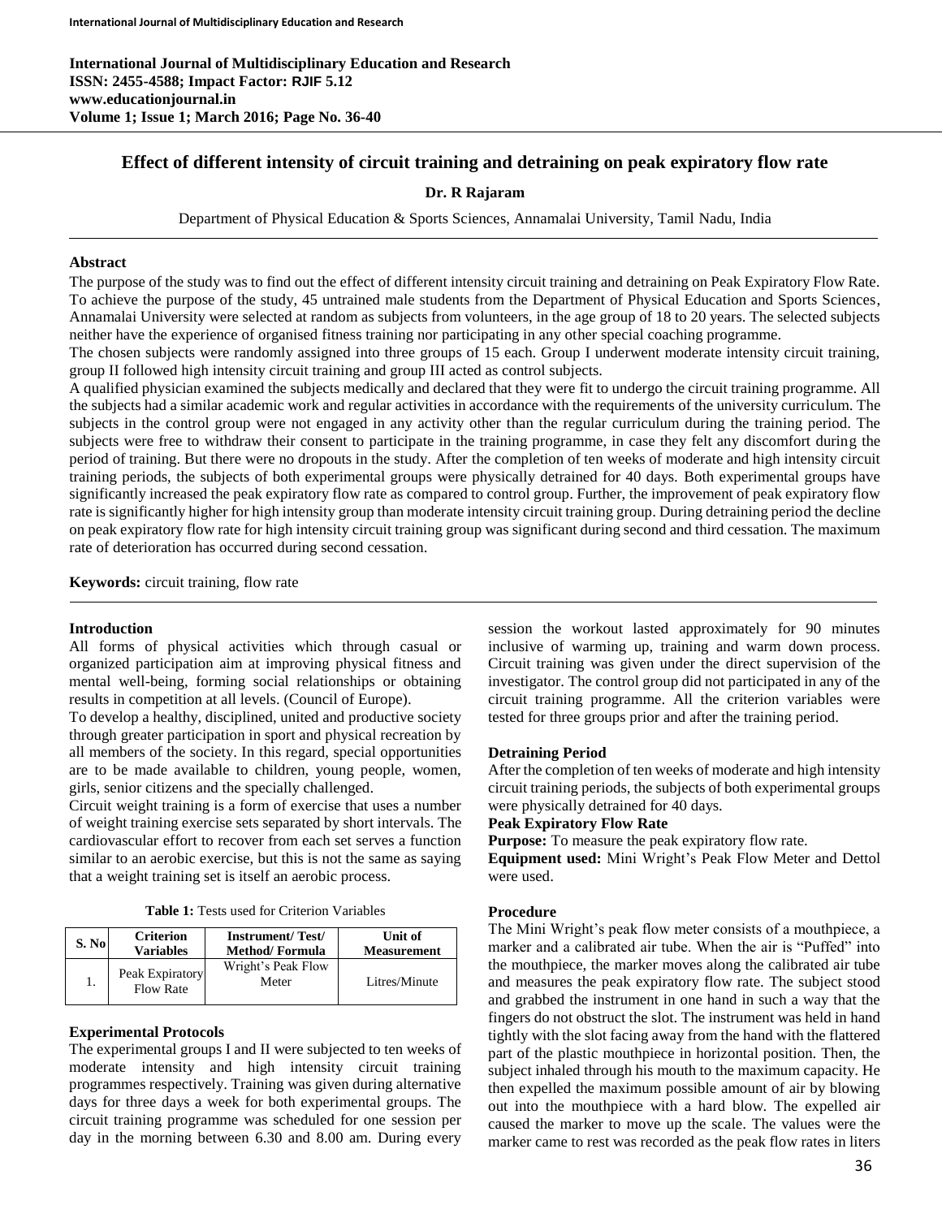# Effect of different intensity of circuit training and detraining on peak expiratory flow rate

**Dr. R Rajaram**

Department of Physical Education & Sports Sciences, Annamalai University, Tamil Nadu, India

## Abstract

The purpose of the study was to find out the effect of different intensity circuit training and detraining on Peak Expiratory Flow Rate. To achieve the purpose of the study, 45 untrained male students from the Department of Physical Education and Sports Sciences, Annamalai University were selected at random as subjects from volunteers, in the age group of 18 to 20 years. The selected subjects neither have the experience of organised fitness training nor participating in any other special coaching programme.

The chosen subjects were randomly assigned into three groups of 15 each. Group I underwent moderate intensity circuit training, group II followed high intensity circuit training and group III acted as control subjects.

A qualified physician examined the subjects medically and declared that they were fit to undergo the circuit training programme. All the subjects had a similar academic work and regular activities in accordance with the requirements of the university curriculum. The subjects in the control group were not engaged in any activity other than the regular curriculum during the training period. The subjects were free to withdraw their consent to participate in the training programme, in case they felt any discomfort during the period of training. But there were no dropouts in the study. After the completion of ten weeks of moderate and high intensity circuit training periods, the subjects of both experimental groups were physically detrained for 40 days. Both experimental groups have significantly increased the peak expiratory flow rate as compared to control group. Further, the improvement of peak expiratory flow rate is significantly higher for high intensity group than moderate intensity circuit training group. During detraining period the decline on peak expiratory flow rate for high intensity circuit training group was significant during second and third cessation. The maximum rate of deterioration has occurred during second cessation.

**Keywords:** circuit training, flow rate

## Introduction

All forms of physical activities which through casual or organized participation aim at improving physical fitness and mental well-being, forming social relationships or obtaining results in competition at all levels. (Council of Europe).

To develop a healthy, disciplined, united and productive society through greater participation in sport and physical recreation by all members of the society. In this regard, special opportunities are to be made available to children, young people, women, girls, senior citizens and the specially challenged.

Circuit weight training is a form of exercise that uses a number of weight training exercise sets separated by short intervals. The cardiovascular effort to recover from each set serves a function similar to an aerobic exercise, but this is not the same as saying that a weight training set is itself an aerobic process.

**Table 1:** Tests used for Criterion Variables

| S. No | Criterion Variables | Instrument/ Test/ Method/ Formula | Unit of Measurement |
|---|---|---|---|
| 1. | Peak Expiratory Flow Rate | Wright's Peak Flow Meter | Litres/Minute |

### Experimental Protocols

The experimental groups I and II were subjected to ten weeks of moderate intensity and high intensity circuit training programmes respectively. Training was given during alternative days for three days a week for both experimental groups. The circuit training programme was scheduled for one session per day in the morning between 6.30 and 8.00 am. During every session the workout lasted approximately for 90 minutes inclusive of warming up, training and warm down process. Circuit training was given under the direct supervision of the investigator. The control group did not participated in any of the circuit training programme. All the criterion variables were tested for three groups prior and after the training period.

### Detraining Period

After the completion of ten weeks of moderate and high intensity circuit training periods, the subjects of both experimental groups were physically detrained for 40 days.

### Peak Expiratory Flow Rate

**Purpose:** To measure the peak expiratory flow rate.

**Equipment used:** Mini Wright's Peak Flow Meter and Dettol were used.

### Procedure

The Mini Wright's peak flow meter consists of a mouthpiece, a marker and a calibrated air tube. When the air is "Puffed" into the mouthpiece, the marker moves along the calibrated air tube and measures the peak expiratory flow rate. The subject stood and grabbed the instrument in one hand in such a way that the fingers do not obstruct the slot. The instrument was held in hand tightly with the slot facing away from the hand with the flattered part of the plastic mouthpiece in horizontal position. Then, the subject inhaled through his mouth to the maximum capacity. He then expelled the maximum possible amount of air by blowing out into the mouthpiece with a hard blow. The expelled air caused the marker to move up the scale. The values were the marker came to rest was recorded as the peak flow rates in liters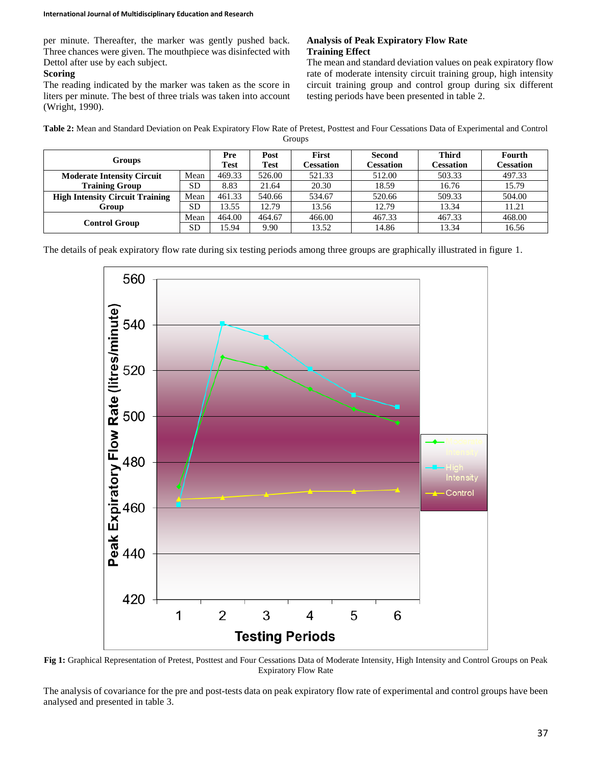per minute. Thereafter, the marker was gently pushed back. Three chances were given. The mouthpiece was disinfected with Dettol after use by each subject.

**Scoring**

The reading indicated by the marker was taken as the score in liters per minute. The best of three trials was taken into account (Wright, 1990).

**Analysis of Peak Expiratory Flow Rate Training Effect**

The mean and standard deviation values on peak expiratory flow rate of moderate intensity circuit training group, high intensity circuit training group and control group during six different testing periods have been presented in table 2.

**Table 2:** Mean and Standard Deviation on Peak Expiratory Flow Rate of Pretest, Posttest and Four Cessations Data of Experimental and Control Groups

| Groups | | Pre Test | Post Test | First Cessation | Second Cessation | Third Cessation | Fourth Cessation |
|---|---|---|---|---|---|---|---|
| Moderate Intensity Circuit Training Group | Mean | 469.33 | 526.00 | 521.33 | 512.00 | 503.33 | 497.33 |
| | SD | 8.83 | 21.64 | 20.30 | 18.59 | 16.76 | 15.79 |
| High Intensity Circuit Training Group | Mean | 461.33 | 540.66 | 534.67 | 520.66 | 509.33 | 504.00 |
| | SD | 13.55 | 12.79 | 13.56 | 12.79 | 13.34 | 11.21 |
| Control Group | Mean | 464.00 | 464.67 | 466.00 | 467.33 | 467.33 | 468.00 |
| | SD | 15.94 | 9.90 | 13.52 | 14.86 | 13.34 | 16.56 |

The details of peak expiratory flow rate during six testing periods among three groups are graphically illustrated in figure 1.

**Fig 1:** Graphical Representation of Pretest, Posttest and Four Cessations Data of Moderate Intensity, High Intensity and Control Groups on Peak Expiratory Flow Rate

The analysis of covariance for the pre and post-tests data on peak expiratory flow rate of experimental and control groups have been analysed and presented in table 3.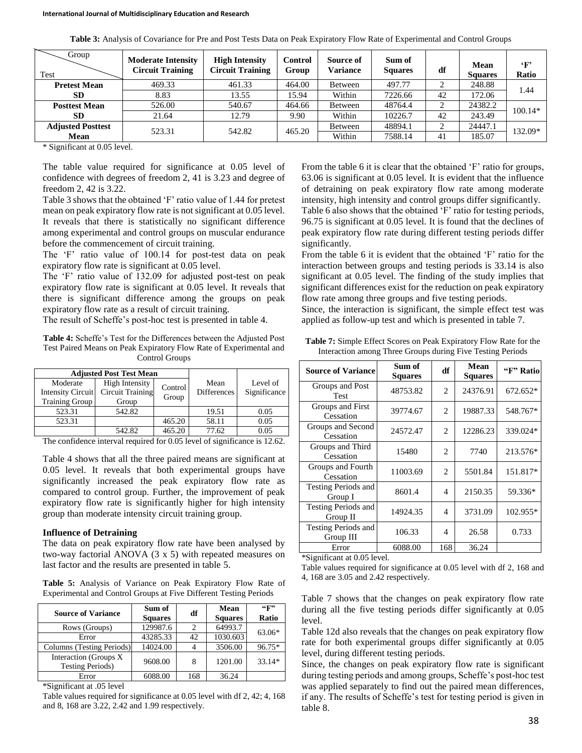**Table 3:** Analysis of Covariance for Pre and Post Tests Data on Peak Expiratory Flow Rate of Experimental and Control Groups

| Test \ Group | Moderate Intensity Circuit Training | High Intensity Circuit Training | Control Group | Source of Variance | Sum of Squares | df | Mean Squares | 'F' Ratio |
|---|---|---|---|---|---|---|---|---|
| **Pretest Mean** | 469.33 | 461.33 | 464.00 | Between | 497.77 | 2 | 248.88 | 1.44 |
| **SD** | 8.83 | 13.55 | 15.94 | Within | 7226.66 | 42 | 172.06 | |
| **Posttest Mean** | 526.00 | 540.67 | 464.66 | Between | 48764.4 | 2 | 24382.2 | 100.14* |
| **SD** | 21.64 | 12.79 | 9.90 | Within | 10226.7 | 42 | 243.49 | |
| **Adjusted Posttest Mean** | 523.31 | 542.82 | 465.20 | Between | 48894.1 | 2 | 24447.1 | 132.09* |
| | | | | Within | 7588.14 | 41 | 185.07 | |

\* Significant at 0.05 level.

The table value required for significance at 0.05 level of confidence with degrees of freedom 2, 41 is 3.23 and degree of freedom 2, 42 is 3.22.

Table 3 shows that the obtained 'F' ratio value of 1.44 for pretest mean on peak expiratory flow rate is not significant at 0.05 level. It reveals that there is statistically no significant difference among experimental and control groups on muscular endurance before the commencement of circuit training.

The 'F' ratio value of 100.14 for post-test data on peak expiratory flow rate is significant at 0.05 level.

The 'F' ratio value of 132.09 for adjusted post-test on peak expiratory flow rate is significant at 0.05 level. It reveals that there is significant difference among the groups on peak expiratory flow rate as a result of circuit training.

The result of Scheffe's post-hoc test is presented in table 4.

**Table 4:** Scheffe's Test for the Differences between the Adjusted Post Test Paired Means on Peak Expiratory Flow Rate of Experimental and Control Groups

| Adjusted Post Test Mean | | | | |
|---|---|---|---|---|
| Moderate Intensity Circuit Training Group | High Intensity Circuit Training Group | Control Group | Mean Differences | Level of Significance |
| 523.31 | 542.82 | | 19.51 | 0.05 |
| 523.31 | | 465.20 | 58.11 | 0.05 |
| | 542.82 | 465.20 | 77.62 | 0.05 |

The confidence interval required for 0.05 level of significance is 12.62.

Table 4 shows that all the three paired means are significant at 0.05 level. It reveals that both experimental groups have significantly increased the peak expiratory flow rate as compared to control group. Further, the improvement of peak expiratory flow rate is significantly higher for high intensity group than moderate intensity circuit training group.

### Influence of Detraining

The data on peak expiratory flow rate have been analysed by two-way factorial ANOVA (3 x 5) with repeated measures on last factor and the results are presented in table 5.

**Table 5:** Analysis of Variance on Peak Expiratory Flow Rate of Experimental and Control Groups at Five Different Testing Periods

| Source of Variance | Sum of Squares | df | Mean Squares | "F" Ratio |
|---|---|---|---|---|
| Rows (Groups) | 129987.6 | 2 | 64993.7 | 63.06* |
| Error | 43285.33 | 42 | 1030.603 | |
| Columns (Testing Periods) | 14024.00 | 4 | 3506.00 | 96.75* |
| Interaction (Groups X Testing Periods) | 9608.00 | 8 | 1201.00 | 33.14* |
| Error | 6088.00 | 168 | 36.24 | |

\*Significant at .05 level

Table values required for significance at 0.05 level with df 2, 42; 4, 168 and 8, 168 are 3.22, 2.42 and 1.99 respectively.

From the table 6 it is clear that the obtained 'F' ratio for groups, 63.06 is significant at 0.05 level. It is evident that the influence of detraining on peak expiratory flow rate among moderate intensity, high intensity and control groups differ significantly.

Table 6 also shows that the obtained 'F' ratio for testing periods, 96.75 is significant at 0.05 level. It is found that the declines of peak expiratory flow rate during different testing periods differ significantly.

From the table 6 it is evident that the obtained 'F' ratio for the interaction between groups and testing periods is 33.14 is also significant at 0.05 level. The finding of the study implies that significant differences exist for the reduction on peak expiratory flow rate among three groups and five testing periods.

Since, the interaction is significant, the simple effect test was applied as follow-up test and which is presented in table 7.

**Table 7:** Simple Effect Scores on Peak Expiratory Flow Rate for the Interaction among Three Groups during Five Testing Periods

| Source of Variance | Sum of Squares | df | Mean Squares | "F" Ratio |
|---|---|---|---|---|
| Groups and Post Test | 48753.82 | 2 | 24376.91 | 672.652* |
| Groups and First Cessation | 39774.67 | 2 | 19887.33 | 548.767* |
| Groups and Second Cessation | 24572.47 | 2 | 12286.23 | 339.024* |
| Groups and Third Cessation | 15480 | 2 | 7740 | 213.576* |
| Groups and Fourth Cessation | 11003.69 | 2 | 5501.84 | 151.817* |
| Testing Periods and Group I | 8601.4 | 4 | 2150.35 | 59.336* |
| Testing Periods and Group II | 14924.35 | 4 | 3731.09 | 102.955* |
| Testing Periods and Group III | 106.33 | 4 | 26.58 | 0.733 |
| Error | 6088.00 | 168 | 36.24 | |

\*Significant at 0.05 level.

Table values required for significance at 0.05 level with df 2, 168 and 4, 168 are 3.05 and 2.42 respectively.

Table 7 shows that the changes on peak expiratory flow rate during all the five testing periods differ significantly at 0.05 level.

Table 12d also reveals that the changes on peak expiratory flow rate for both experimental groups differ significantly at 0.05 level, during different testing periods.

Since, the changes on peak expiratory flow rate is significant during testing periods and among groups, Scheffe's post-hoc test was applied separately to find out the paired mean differences, if any. The results of Scheffe's test for testing period is given in table 8.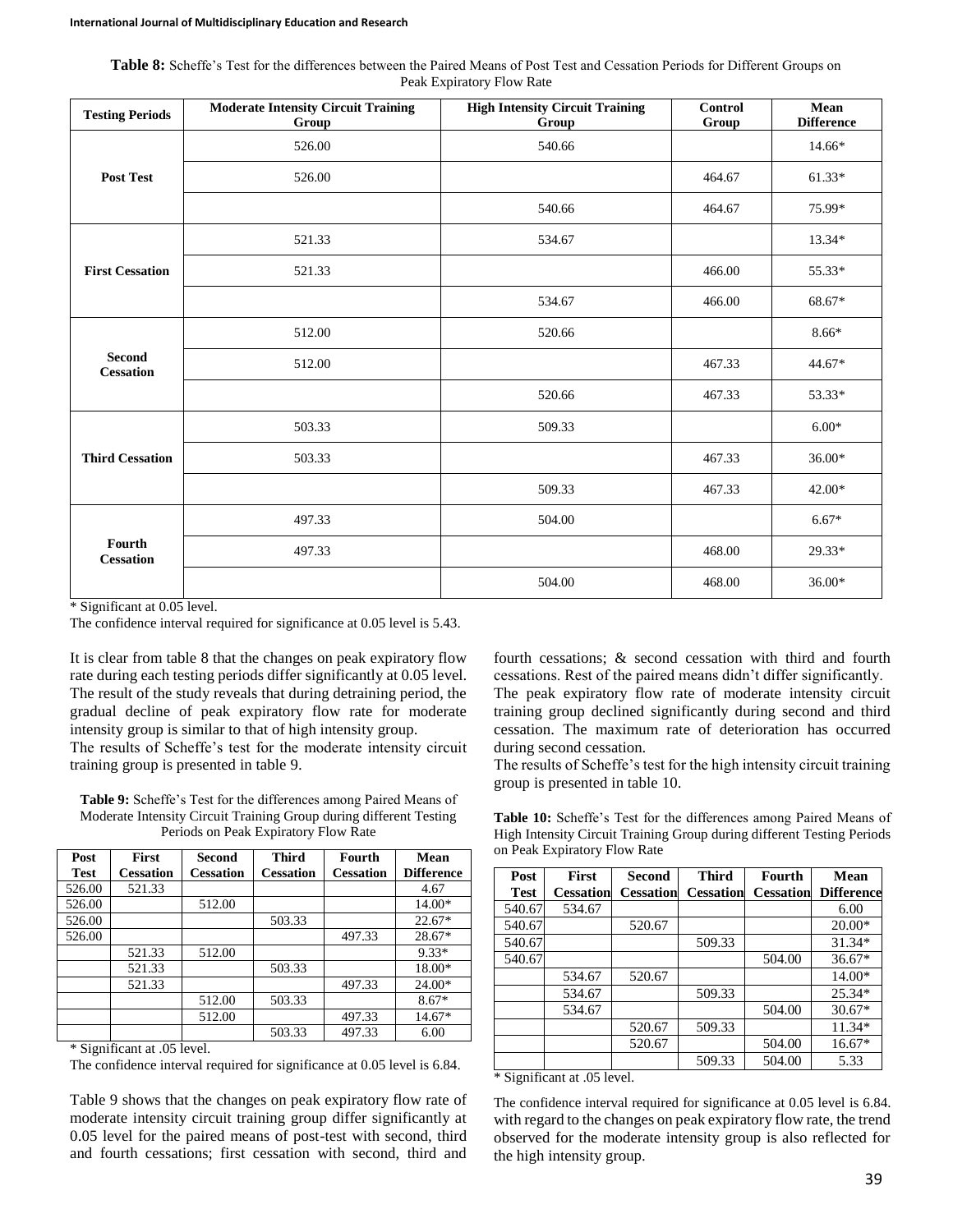**Table 8:** Scheffe's Test for the differences between the Paired Means of Post Test and Cessation Periods for Different Groups on Peak Expiratory Flow Rate

| Testing Periods | Moderate Intensity Circuit Training Group | High Intensity Circuit Training Group | Control Group | Mean Difference |
|---|---|---|---|---|
| Post Test | 526.00 | 540.66 | | 14.66* |
| | 526.00 | | 464.67 | 61.33* |
| | | 540.66 | 464.67 | 75.99* |
| First Cessation | 521.33 | 534.67 | | 13.34* |
| | 521.33 | | 466.00 | 55.33* |
| | | 534.67 | 466.00 | 68.67* |
| Second Cessation | 512.00 | 520.66 | | 8.66* |
| | 512.00 | | 467.33 | 44.67* |
| | | 520.66 | 467.33 | 53.33* |
| Third Cessation | 503.33 | 509.33 | | 6.00* |
| | 503.33 | | 467.33 | 36.00* |
| | | 509.33 | 467.33 | 42.00* |
| Fourth Cessation | 497.33 | 504.00 | | 6.67* |
| | 497.33 | | 468.00 | 29.33* |
| | | 504.00 | 468.00 | 36.00* |

* Significant at 0.05 level.

The confidence interval required for significance at 0.05 level is 5.43.

It is clear from table 8 that the changes on peak expiratory flow rate during each testing periods differ significantly at 0.05 level. The result of the study reveals that during detraining period, the gradual decline of peak expiratory flow rate for moderate intensity group is similar to that of high intensity group.

The results of Scheffe's test for the moderate intensity circuit training group is presented in table 9.

**Table 9:** Scheffe's Test for the differences among Paired Means of Moderate Intensity Circuit Training Group during different Testing Periods on Peak Expiratory Flow Rate

| Post Test | First Cessation | Second Cessation | Third Cessation | Fourth Cessation | Mean Difference |
|---|---|---|---|---|---|
| 526.00 | 521.33 | | | | 4.67 |
| 526.00 | | 512.00 | | | 14.00* |
| 526.00 | | | 503.33 | | 22.67* |
| 526.00 | | | | 497.33 | 28.67* |
| | 521.33 | 512.00 | | | 9.33* |
| | 521.33 | | 503.33 | | 18.00* |
| | 521.33 | | | 497.33 | 24.00* |
| | | 512.00 | 503.33 | | 8.67* |
| | | 512.00 | | 497.33 | 14.67* |
| | | | 503.33 | 497.33 | 6.00 |

* Significant at .05 level.

The confidence interval required for significance at 0.05 level is 6.84.

Table 9 shows that the changes on peak expiratory flow rate of moderate intensity circuit training group differ significantly at 0.05 level for the paired means of post-test with second, third and fourth cessations; first cessation with second, third and fourth cessations; & second cessation with third and fourth cessations. Rest of the paired means didn't differ significantly.

The peak expiratory flow rate of moderate intensity circuit training group declined significantly during second and third cessation. The maximum rate of deterioration has occurred during second cessation.

The results of Scheffe's test for the high intensity circuit training group is presented in table 10.

**Table 10:** Scheffe's Test for the differences among Paired Means of High Intensity Circuit Training Group during different Testing Periods on Peak Expiratory Flow Rate

| Post Test | First Cessation | Second Cessation | Third Cessation | Fourth Cessation | Mean Difference |
|---|---|---|---|---|---|
| 540.67 | 534.67 | | | | 6.00 |
| 540.67 | | 520.67 | | | 20.00* |
| 540.67 | | | 509.33 | | 31.34* |
| 540.67 | | | | 504.00 | 36.67* |
| | 534.67 | 520.67 | | | 14.00* |
| | 534.67 | | 509.33 | | 25.34* |
| | 534.67 | | | 504.00 | 30.67* |
| | | 520.67 | 509.33 | | 11.34* |
| | | 520.67 | | 504.00 | 16.67* |
| | | | 509.33 | 504.00 | 5.33 |

* Significant at .05 level.

The confidence interval required for significance at 0.05 level is 6.84. with regard to the changes on peak expiratory flow rate, the trend observed for the moderate intensity group is also reflected for the high intensity group.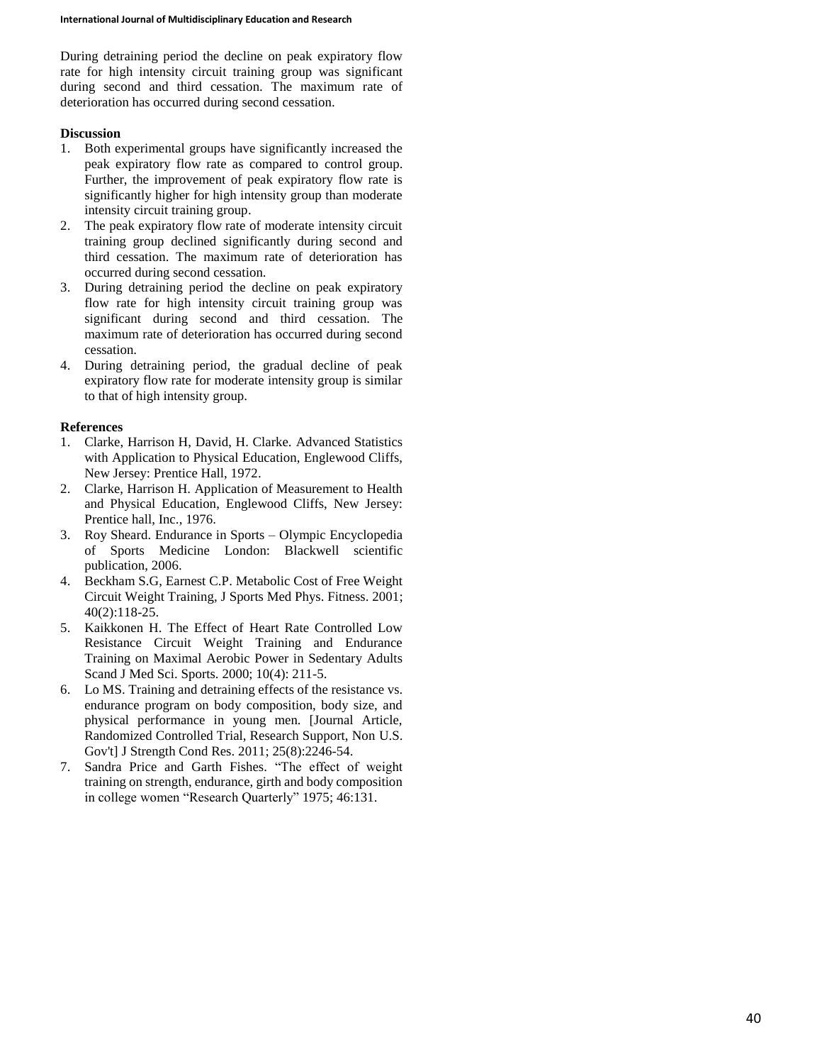During detraining period the decline on peak expiratory flow rate for high intensity circuit training group was significant during second and third cessation. The maximum rate of deterioration has occurred during second cessation.

**Discussion**

1. Both experimental groups have significantly increased the peak expiratory flow rate as compared to control group. Further, the improvement of peak expiratory flow rate is significantly higher for high intensity group than moderate intensity circuit training group.
2. The peak expiratory flow rate of moderate intensity circuit training group declined significantly during second and third cessation. The maximum rate of deterioration has occurred during second cessation.
3. During detraining period the decline on peak expiratory flow rate for high intensity circuit training group was significant during second and third cessation. The maximum rate of deterioration has occurred during second cessation.
4. During detraining period, the gradual decline of peak expiratory flow rate for moderate intensity group is similar to that of high intensity group.

**References**

1. Clarke, Harrison H, David, H. Clarke. Advanced Statistics with Application to Physical Education, Englewood Cliffs, New Jersey: Prentice Hall, 1972.
2. Clarke, Harrison H. Application of Measurement to Health and Physical Education, Englewood Cliffs, New Jersey: Prentice hall, Inc., 1976.
3. Roy Sheard. Endurance in Sports – Olympic Encyclopedia of Sports Medicine London: Blackwell scientific publication, 2006.
4. Beckham S.G, Earnest C.P. Metabolic Cost of Free Weight Circuit Weight Training, J Sports Med Phys. Fitness. 2001; 40(2):118-25.
5. Kaikkonen H. The Effect of Heart Rate Controlled Low Resistance Circuit Weight Training and Endurance Training on Maximal Aerobic Power in Sedentary Adults Scand J Med Sci. Sports. 2000; 10(4): 211-5.
6. Lo MS. Training and detraining effects of the resistance vs. endurance program on body composition, body size, and physical performance in young men. [Journal Article, Randomized Controlled Trial, Research Support, Non U.S. Gov't] J Strength Cond Res. 2011; 25(8):2246-54.
7. Sandra Price and Garth Fishes. "The effect of weight training on strength, endurance, girth and body composition in college women "Research Quarterly" 1975; 46:131.